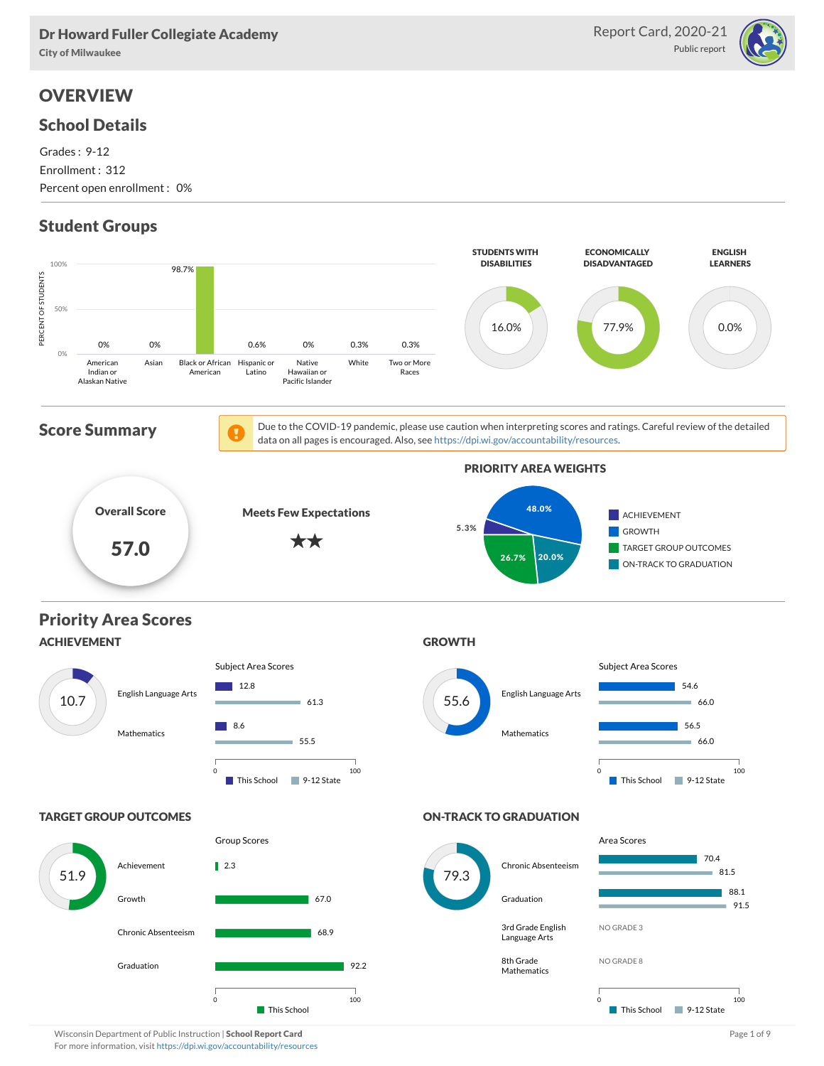Dr Howard Fuller Collegiate Academy
City of Milwaukee

Report Card, 2020-21
Public report

# OVERVIEW

## School Details

Grades : 9-12
Enrollment : 312
Percent open enrollment : 0%

## Student Groups

| Group | Percent of Students |
| --- | --- |
| American Indian or Alaskan Native | 0% |
| Asian | 0% |
| Black or African American | 98.7% |
| Hispanic or Latino | 0.6% |
| Native Hawaiian or Pacific Islander | 0% |
| White | 0.3% |
| Two or More Races | 0.3% |

| STUDENTS WITH DISABILITIES | ECONOMICALLY DISADVANTAGED | ENGLISH LEARNERS |
| --- | --- | --- |
| 16.0% | 77.9% | 0.0% |

## Score Summary

Due to the COVID-19 pandemic, please use caution when interpreting scores and ratings. Careful review of the detailed data on all pages is encouraged. Also, see https://dpi.wi.gov/accountability/resources.

**Overall Score**
**57.0**

**Meets Few Expectations** ★★

**PRIORITY AREA WEIGHTS**

| Priority Area | Weight |
| --- | --- |
| ACHIEVEMENT | 5.3% |
| GROWTH | 48.0% |
| TARGET GROUP OUTCOMES | 26.7% |
| ON-TRACK TO GRADUATION | 20.0% |

## Priority Area Scores

### ACHIEVEMENT

Score: 10.7

Subject Area Scores

| Subject | This School | 9-12 State |
| --- | --- | --- |
| English Language Arts | 12.8 | 61.3 |
| Mathematics | 8.6 | 55.5 |

### GROWTH

Score: 55.6

Subject Area Scores

| Subject | This School | 9-12 State |
| --- | --- | --- |
| English Language Arts | 54.6 | 66.0 |
| Mathematics | 56.5 | 66.0 |

### TARGET GROUP OUTCOMES

Score: 51.9

Group Scores

| Group | This School |
| --- | --- |
| Achievement | 2.3 |
| Growth | 67.0 |
| Chronic Absenteeism | 68.9 |
| Graduation | 92.2 |

### ON-TRACK TO GRADUATION

Score: 79.3

Area Scores

| Area | This School | 9-12 State |
| --- | --- | --- |
| Chronic Absenteeism | 70.4 | 81.5 |
| Graduation | 88.1 | 91.5 |
| 3rd Grade English Language Arts | NO GRADE 3 | |
| 8th Grade Mathematics | NO GRADE 8 | |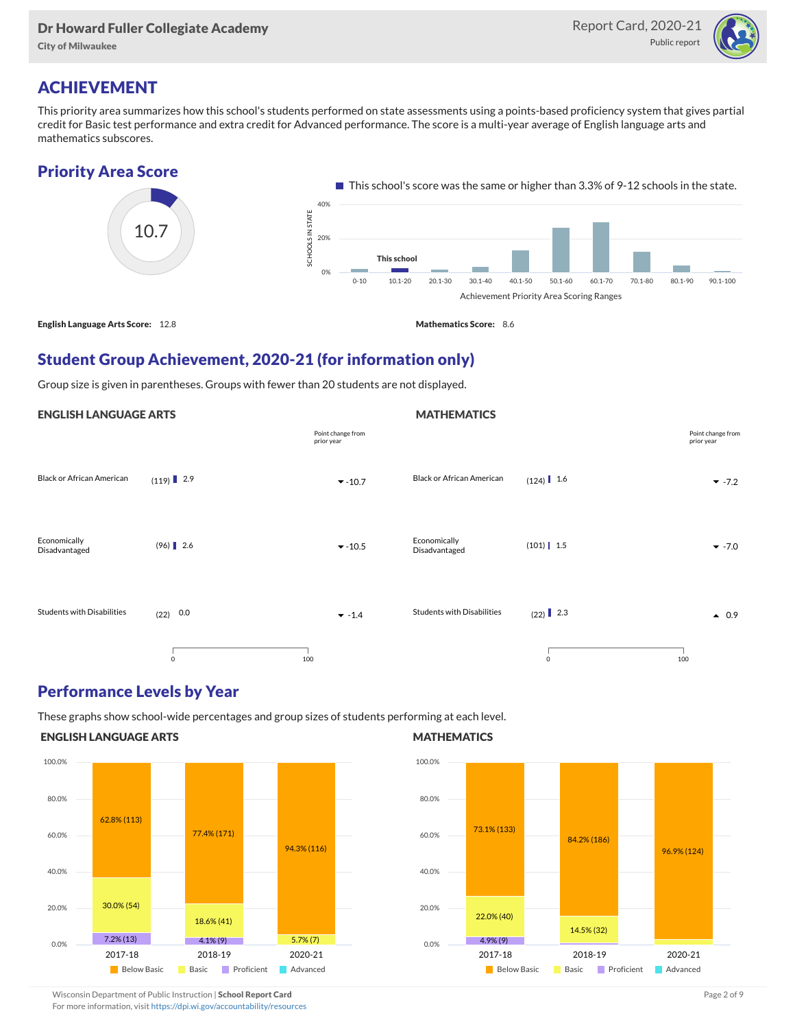## ACHIEVEMENT

This priority area summarizes how this school's students performed on state assessments using a points-based proficiency system that gives partial credit for Basic test performance and extra credit for Advanced performance. The score is a multi-year average of English language arts and mathematics subscores.

### Priority Area Score

10.7

This school's score was the same or higher than 3.3% of 9-12 schools in the state.

**English Language Arts Score:** 12.8

**Mathematics Score:** 8.6

### Student Group Achievement, 2020-21 (for information only)

Group size is given in parentheses. Groups with fewer than 20 students are not displayed.

#### ENGLISH LANGUAGE ARTS

| Group | Size | Score | Point change from prior year |
|---|---|---|---|
| Black or African American | (119) | 2.9 | -10.7 |
| Economically Disadvantaged | (96) | 2.6 | -10.5 |
| Students with Disabilities | (22) | 0.0 | -1.4 |

#### MATHEMATICS

| Group | Size | Score | Point change from prior year |
|---|---|---|---|
| Black or African American | (124) | 1.6 | -7.2 |
| Economically Disadvantaged | (101) | 1.5 | -7.0 |
| Students with Disabilities | (22) | 2.3 | 0.9 |

### Performance Levels by Year

These graphs show school-wide percentages and group sizes of students performing at each level.

#### ENGLISH LANGUAGE ARTS

| Year | Below Basic | Basic | Proficient | Advanced |
|---|---|---|---|---|
| 2017-18 | 62.8% (113) | 30.0% (54) | 7.2% (13) | |
| 2018-19 | 77.4% (171) | 18.6% (41) | 4.1% (9) | |
| 2020-21 | 94.3% (116) | 5.7% (7) | | |

#### MATHEMATICS

| Year | Below Basic | Basic | Proficient | Advanced |
|---|---|---|---|---|
| 2017-18 | 73.1% (133) | 22.0% (40) | 4.9% (9) | |
| 2018-19 | 84.2% (186) | 14.5% (32) | | |
| 2020-21 | 96.9% (124) | | | |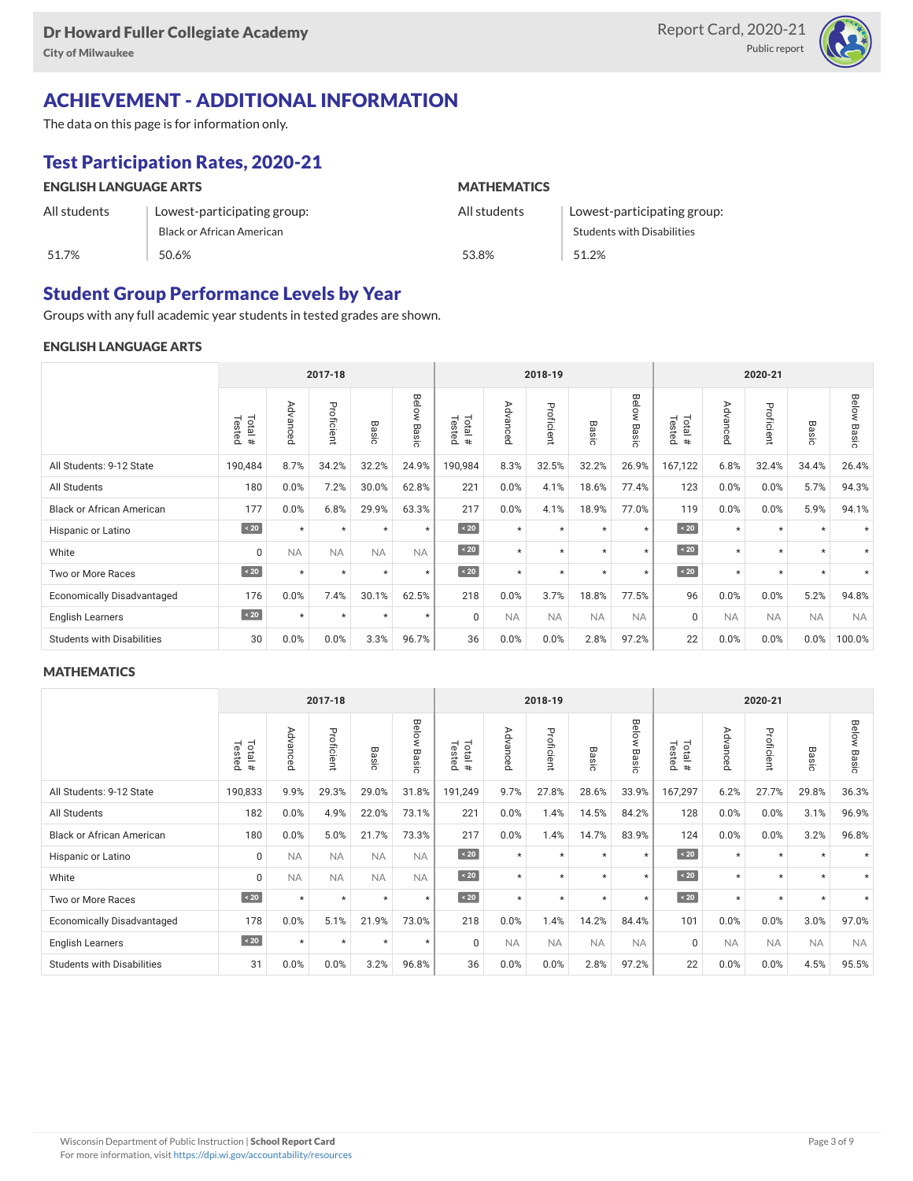## ACHIEVEMENT - ADDITIONAL INFORMATION

The data on this page is for information only.

### Test Participation Rates, 2020-21

**ENGLISH LANGUAGE ARTS**

| All students | Lowest-participating group: Black or African American |
|---|---|
| 51.7% | 50.6% |

**MATHEMATICS**

| All students | Lowest-participating group: Students with Disabilities |
|---|---|
| 53.8% | 51.2% |

### Student Group Performance Levels by Year

Groups with any full academic year students in tested grades are shown.

#### ENGLISH LANGUAGE ARTS

| | 2017-18 | | | | | 2018-19 | | | | | 2020-21 | | | | |
|---|---|---|---|---|---|---|---|---|---|---|---|---|---|---|---|
| | Total # Tested | Advanced | Proficient | Basic | Below Basic | Total # Tested | Advanced | Proficient | Basic | Below Basic | Total # Tested | Advanced | Proficient | Basic | Below Basic |
| All Students: 9-12 State | 190,484 | 8.7% | 34.2% | 32.2% | 24.9% | 190,984 | 8.3% | 32.5% | 32.2% | 26.9% | 167,122 | 6.8% | 32.4% | 34.4% | 26.4% |
| All Students | 180 | 0.0% | 7.2% | 30.0% | 62.8% | 221 | 0.0% | 4.1% | 18.6% | 77.4% | 123 | 0.0% | 0.0% | 5.7% | 94.3% |
| Black or African American | 177 | 0.0% | 6.8% | 29.9% | 63.3% | 217 | 0.0% | 4.1% | 18.9% | 77.0% | 119 | 0.0% | 0.0% | 5.9% | 94.1% |
| Hispanic or Latino | < 20 | * | * | * | * | < 20 | * | * | * | * | < 20 | * | * | * | * |
| White | 0 | NA | NA | NA | NA | < 20 | * | * | * | * | < 20 | * | * | * | * |
| Two or More Races | < 20 | * | * | * | * | < 20 | * | * | * | * | < 20 | * | * | * | * |
| Economically Disadvantaged | 176 | 0.0% | 7.4% | 30.1% | 62.5% | 218 | 0.0% | 3.7% | 18.8% | 77.5% | 96 | 0.0% | 0.0% | 5.2% | 94.8% |
| English Learners | < 20 | * | * | * | * | 0 | NA | NA | NA | NA | 0 | NA | NA | NA | NA |
| Students with Disabilities | 30 | 0.0% | 0.0% | 3.3% | 96.7% | 36 | 0.0% | 0.0% | 2.8% | 97.2% | 22 | 0.0% | 0.0% | 0.0% | 100.0% |

#### MATHEMATICS

| | 2017-18 | | | | | 2018-19 | | | | | 2020-21 | | | | |
|---|---|---|---|---|---|---|---|---|---|---|---|---|---|---|---|
| | Total # Tested | Advanced | Proficient | Basic | Below Basic | Total # Tested | Advanced | Proficient | Basic | Below Basic | Total # Tested | Advanced | Proficient | Basic | Below Basic |
| All Students: 9-12 State | 190,833 | 9.9% | 29.3% | 29.0% | 31.8% | 191,249 | 9.7% | 27.8% | 28.6% | 33.9% | 167,297 | 6.2% | 27.7% | 29.8% | 36.3% |
| All Students | 182 | 0.0% | 4.9% | 22.0% | 73.1% | 221 | 0.0% | 1.4% | 14.5% | 84.2% | 128 | 0.0% | 0.0% | 3.1% | 96.9% |
| Black or African American | 180 | 0.0% | 5.0% | 21.7% | 73.3% | 217 | 0.0% | 1.4% | 14.7% | 83.9% | 124 | 0.0% | 0.0% | 3.2% | 96.8% |
| Hispanic or Latino | 0 | NA | NA | NA | NA | < 20 | * | * | * | * | < 20 | * | * | * | * |
| White | 0 | NA | NA | NA | NA | < 20 | * | * | * | * | < 20 | * | * | * | * |
| Two or More Races | < 20 | * | * | * | * | < 20 | * | * | * | * | < 20 | * | * | * | * |
| Economically Disadvantaged | 178 | 0.0% | 5.1% | 21.9% | 73.0% | 218 | 0.0% | 1.4% | 14.2% | 84.4% | 101 | 0.0% | 0.0% | 3.0% | 97.0% |
| English Learners | < 20 | * | * | * | * | 0 | NA | NA | NA | NA | 0 | NA | NA | NA | NA |
| Students with Disabilities | 31 | 0.0% | 0.0% | 3.2% | 96.8% | 36 | 0.0% | 0.0% | 2.8% | 97.2% | 22 | 0.0% | 0.0% | 4.5% | 95.5% |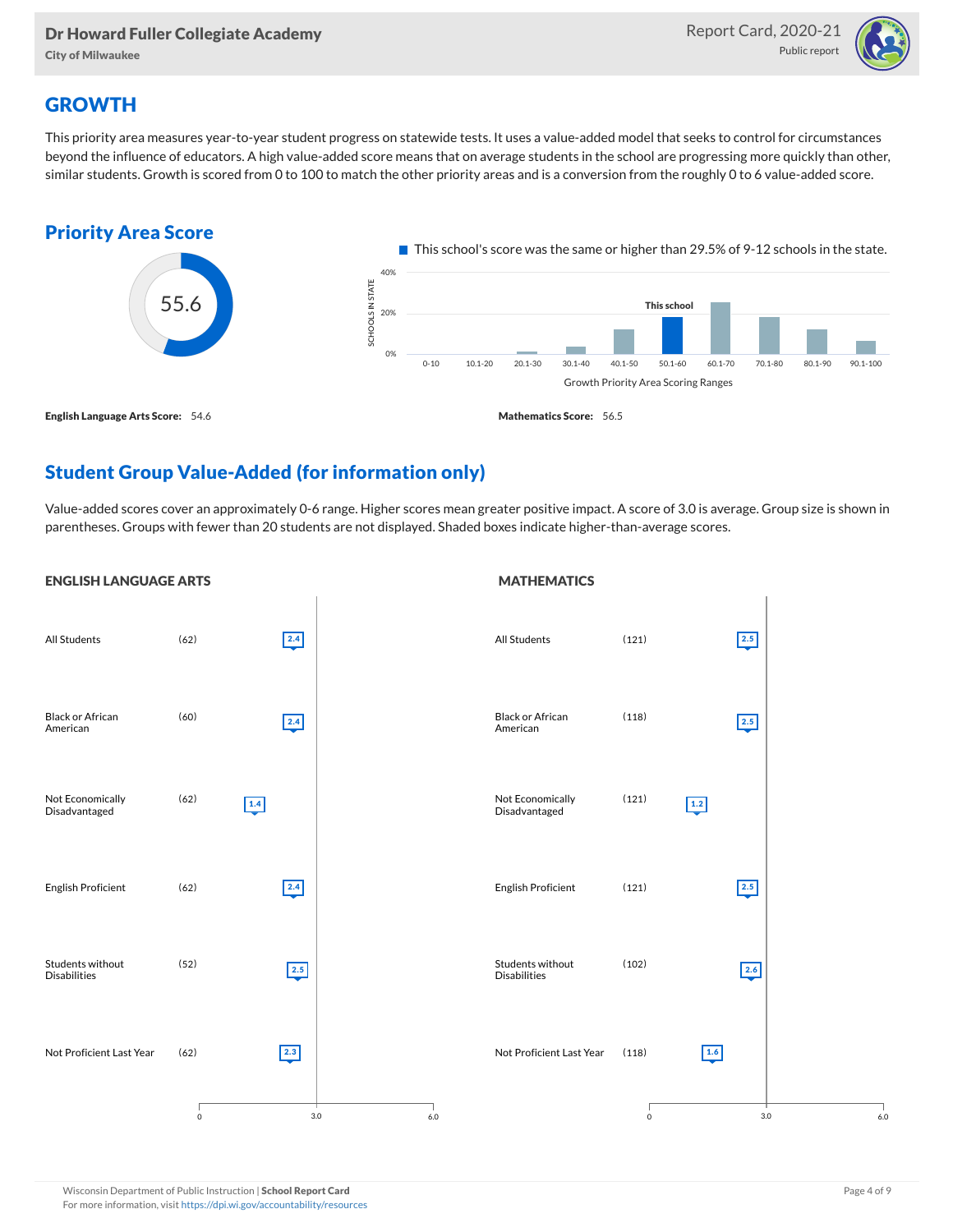## GROWTH

This priority area measures year-to-year student progress on statewide tests. It uses a value-added model that seeks to control for circumstances beyond the influence of educators. A high value-added score means that on average students in the school are progressing more quickly than other, similar students. Growth is scored from 0 to 100 to match the other priority areas and is a conversion from the roughly 0 to 6 value-added score.

### Priority Area Score

55.6

This school's score was the same or higher than 29.5% of 9-12 schools in the state.

Growth Priority Area Scoring Ranges: 0-10, 10.1-20, 20.1-30, 30.1-40, 40.1-50, 50.1-60 (This school), 60.1-70, 70.1-80, 80.1-90, 90.1-100

**English Language Arts Score:** 54.6

**Mathematics Score:** 56.5

### Student Group Value-Added (for information only)

Value-added scores cover an approximately 0-6 range. Higher scores mean greater positive impact. A score of 3.0 is average. Group size is shown in parentheses. Groups with fewer than 20 students are not displayed. Shaded boxes indicate higher-than-average scores.

#### ENGLISH LANGUAGE ARTS

| Group | Size | Value-Added |
|---|---|---|
| All Students | (62) | 2.4 |
| Black or African American | (60) | 2.4 |
| Not Economically Disadvantaged | (62) | 1.4 |
| English Proficient | (62) | 2.4 |
| Students without Disabilities | (52) | 2.5 |
| Not Proficient Last Year | (62) | 2.3 |

#### MATHEMATICS

| Group | Size | Value-Added |
|---|---|---|
| All Students | (121) | 2.5 |
| Black or African American | (118) | 2.5 |
| Not Economically Disadvantaged | (121) | 1.2 |
| English Proficient | (121) | 2.5 |
| Students without Disabilities | (102) | 2.6 |
| Not Proficient Last Year | (118) | 1.6 |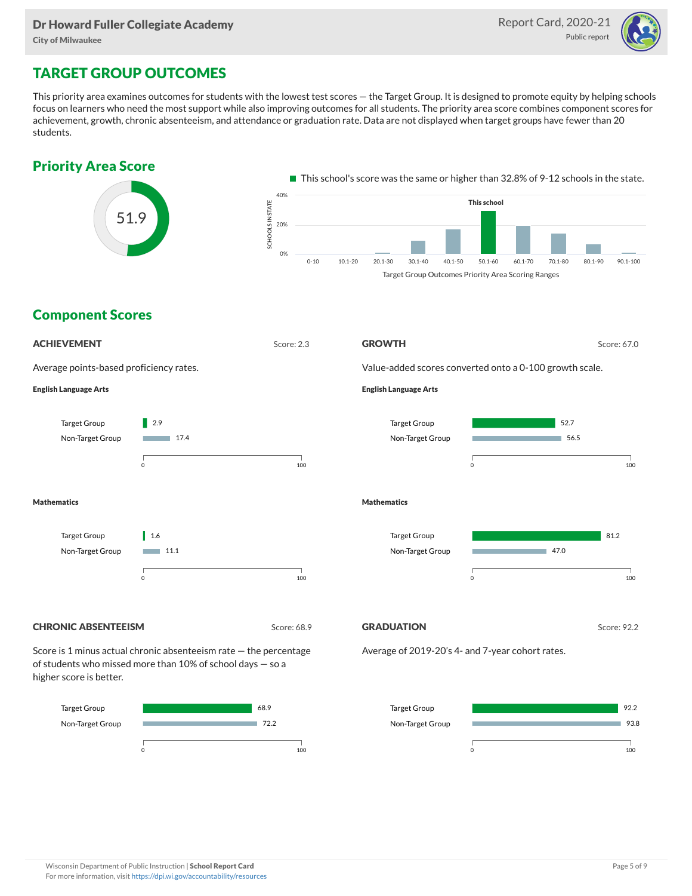## TARGET GROUP OUTCOMES

This priority area examines outcomes for students with the lowest test scores — the Target Group. It is designed to promote equity by helping schools focus on learners who need the most support while also improving outcomes for all students. The priority area score combines component scores for achievement, growth, chronic absenteeism, and attendance or graduation rate. Data are not displayed when target groups have fewer than 20 students.

### Priority Area Score

51.9

This school's score was the same or higher than 32.8% of 9-12 schools in the state.

Target Group Outcomes Priority Area Scoring Ranges (This school: 50.1-60)

### Component Scores

#### ACHIEVEMENT

Score: 2.3

Average points-based proficiency rates.

**English Language Arts**

| | Score |
|---|---|
| Target Group | 2.9 |
| Non-Target Group | 17.4 |

**Mathematics**

| | Score |
|---|---|
| Target Group | 1.6 |
| Non-Target Group | 11.1 |

#### GROWTH

Score: 67.0

Value-added scores converted onto a 0-100 growth scale.

**English Language Arts**

| | Score |
|---|---|
| Target Group | 52.7 |
| Non-Target Group | 56.5 |

**Mathematics**

| | Score |
|---|---|
| Target Group | 81.2 |
| Non-Target Group | 47.0 |

#### CHRONIC ABSENTEEISM

Score: 68.9

Score is 1 minus actual chronic absenteeism rate — the percentage of students who missed more than 10% of school days — so a higher score is better.

| | Score |
|---|---|
| Target Group | 68.9 |
| Non-Target Group | 72.2 |

#### GRADUATION

Score: 92.2

Average of 2019-20's 4- and 7-year cohort rates.

| | Score |
|---|---|
| Target Group | 92.2 |
| Non-Target Group | 93.8 |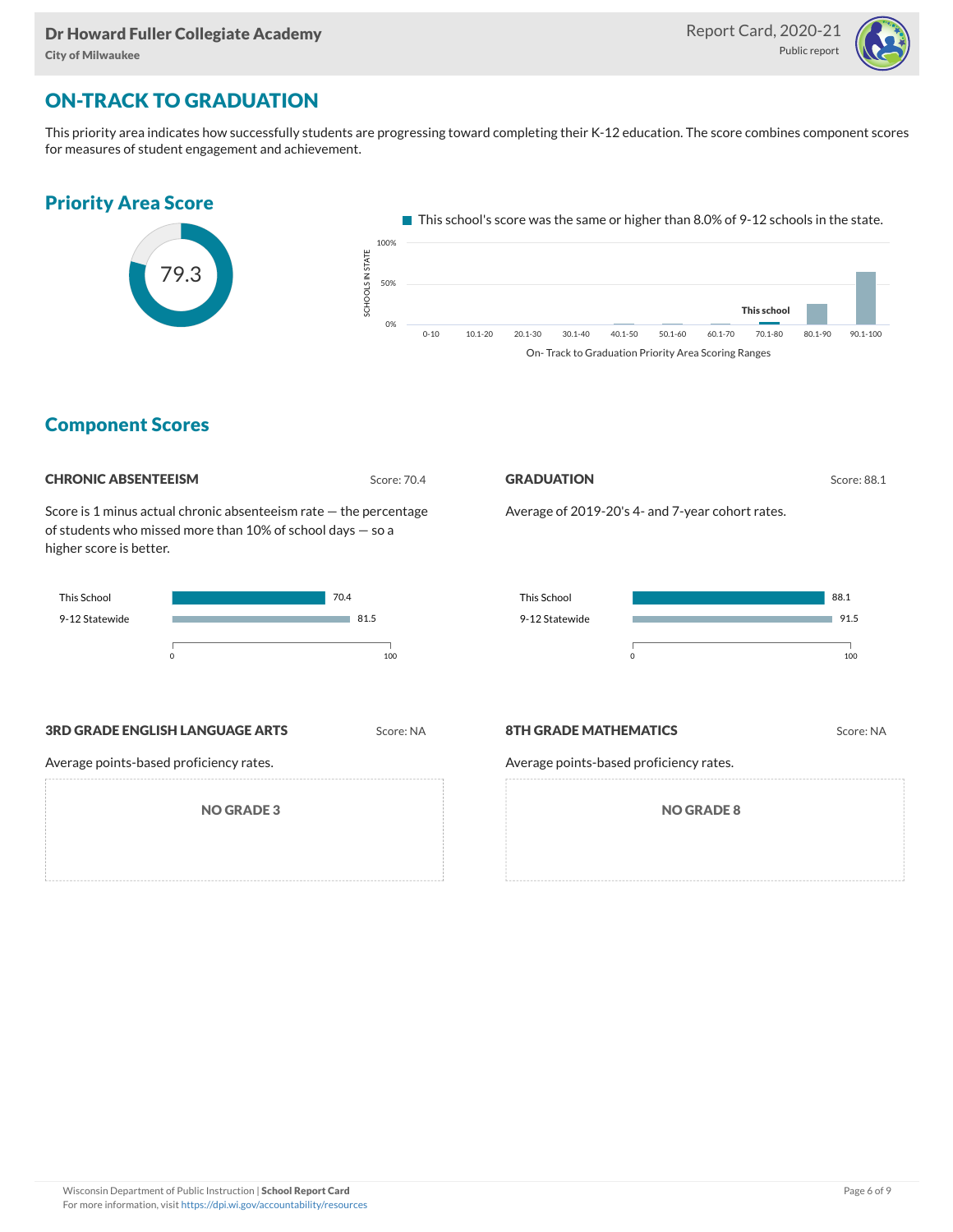## ON-TRACK TO GRADUATION

This priority area indicates how successfully students are progressing toward completing their K-12 education. The score combines component scores for measures of student engagement and achievement.

### Priority Area Score

79.3

This school's score was the same or higher than 8.0% of 9-12 schools in the state.

SCHOOLS IN STATE: 100%, 50%, 0%

0-10 | 10.1-20 | 20.1-30 | 30.1-40 | 40.1-50 | 50.1-60 | 60.1-70 | 70.1-80 (This school) | 80.1-90 | 90.1-100

On- Track to Graduation Priority Area Scoring Ranges

### Component Scores

#### CHRONIC ABSENTEEISM

Score: 70.4

Score is 1 minus actual chronic absenteeism rate — the percentage of students who missed more than 10% of school days — so a higher score is better.

| | Score |
|---|---|
| This School | 70.4 |
| 9-12 Statewide | 81.5 |

#### GRADUATION

Score: 88.1

Average of 2019-20's 4- and 7-year cohort rates.

| | Score |
|---|---|
| This School | 88.1 |
| 9-12 Statewide | 91.5 |

#### 3RD GRADE ENGLISH LANGUAGE ARTS

Score: NA

Average points-based proficiency rates.

NO GRADE 3

#### 8TH GRADE MATHEMATICS

Score: NA

Average points-based proficiency rates.

NO GRADE 8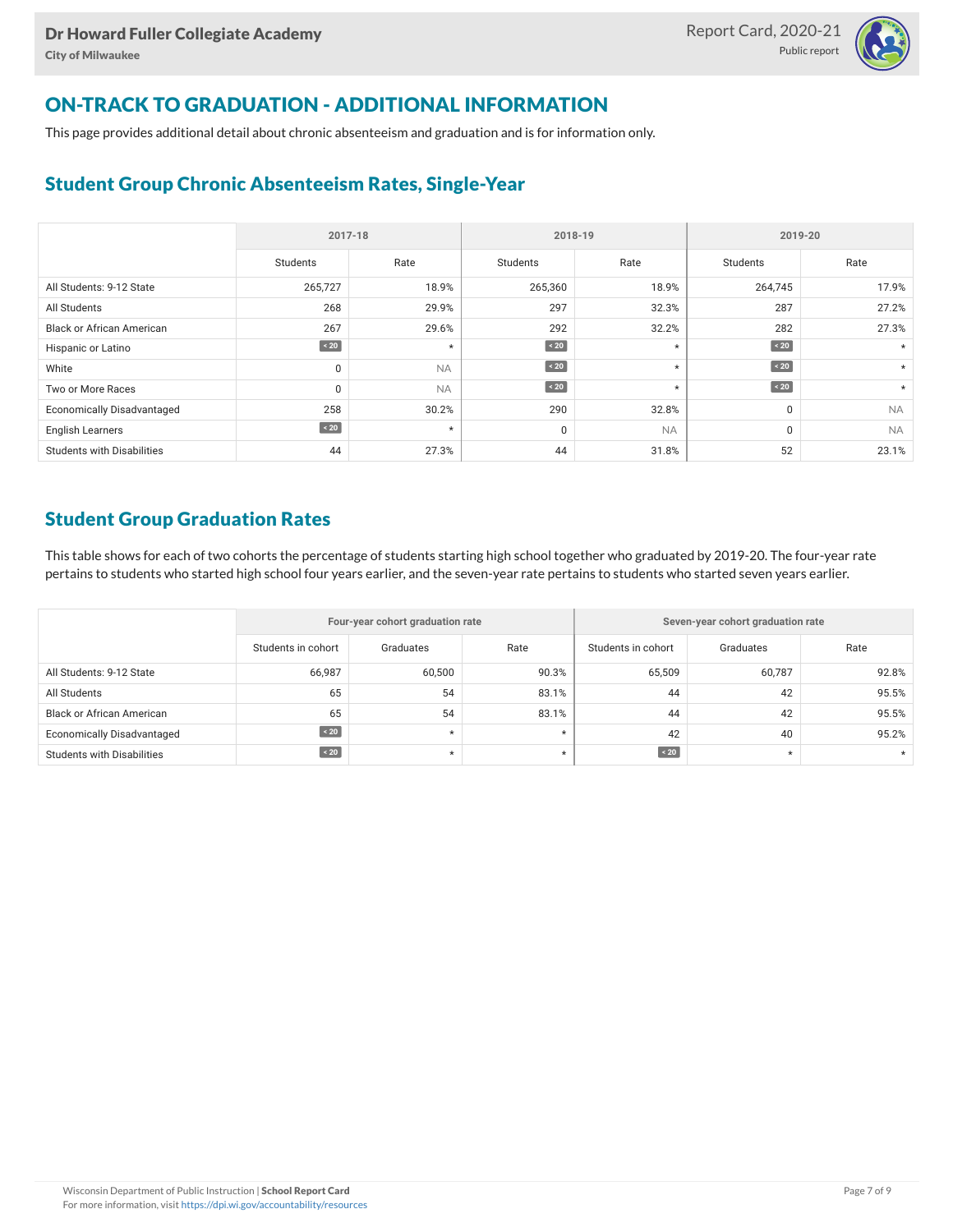## ON-TRACK TO GRADUATION - ADDITIONAL INFORMATION

This page provides additional detail about chronic absenteeism and graduation and is for information only.

### Student Group Chronic Absenteeism Rates, Single-Year

| | 2017-18 | | 2018-19 | | 2019-20 | |
|---|---|---|---|---|---|---|
| | Students | Rate | Students | Rate | Students | Rate |
| All Students: 9-12 State | 265,727 | 18.9% | 265,360 | 18.9% | 264,745 | 17.9% |
| All Students | 268 | 29.9% | 297 | 32.3% | 287 | 27.2% |
| Black or African American | 267 | 29.6% | 292 | 32.2% | 282 | 27.3% |
| Hispanic or Latino | < 20 | * | < 20 | * | < 20 | * |
| White | 0 | NA | < 20 | * | < 20 | * |
| Two or More Races | 0 | NA | < 20 | * | < 20 | * |
| Economically Disadvantaged | 258 | 30.2% | 290 | 32.8% | 0 | NA |
| English Learners | < 20 | * | 0 | NA | 0 | NA |
| Students with Disabilities | 44 | 27.3% | 44 | 31.8% | 52 | 23.1% |

### Student Group Graduation Rates

This table shows for each of two cohorts the percentage of students starting high school together who graduated by 2019-20. The four-year rate pertains to students who started high school four years earlier, and the seven-year rate pertains to students who started seven years earlier.

| | Four-year cohort graduation rate | | | Seven-year cohort graduation rate | | |
|---|---|---|---|---|---|---|
| | Students in cohort | Graduates | Rate | Students in cohort | Graduates | Rate |
| All Students: 9-12 State | 66,987 | 60,500 | 90.3% | 65,509 | 60,787 | 92.8% |
| All Students | 65 | 54 | 83.1% | 44 | 42 | 95.5% |
| Black or African American | 65 | 54 | 83.1% | 44 | 42 | 95.5% |
| Economically Disadvantaged | < 20 | * | * | 42 | 40 | 95.2% |
| Students with Disabilities | < 20 | * | * | < 20 | * | * |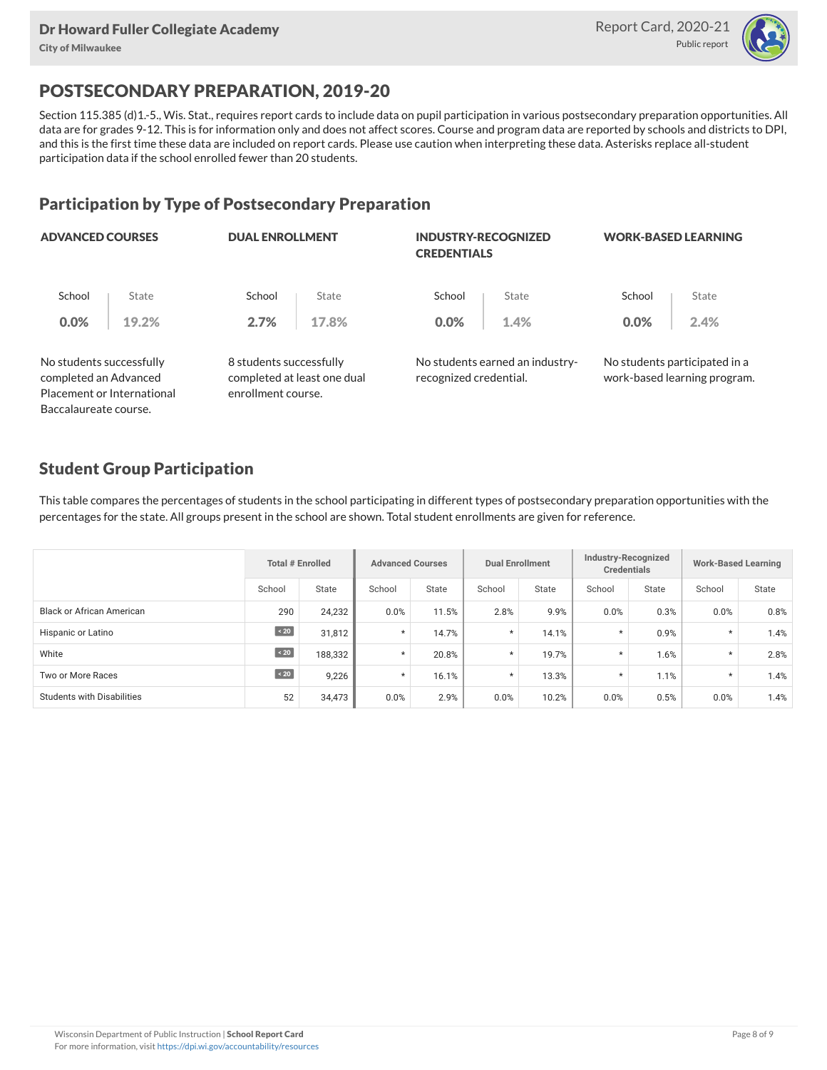## POSTSECONDARY PREPARATION, 2019-20

Section 115.385 (d)1.-5., Wis. Stat., requires report cards to include data on pupil participation in various postsecondary preparation opportunities. All data are for grades 9-12. This is for information only and does not affect scores. Course and program data are reported by schools and districts to DPI, and this is the first time these data are included on report cards. Please use caution when interpreting these data. Asterisks replace all-student participation data if the school enrolled fewer than 20 students.

### Participation by Type of Postsecondary Preparation

**ADVANCED COURSES**

| School | State |
|---|---|
| 0.0% | 19.2% |

No students successfully completed an Advanced Placement or International Baccalaureate course.

**DUAL ENROLLMENT**

| School | State |
|---|---|
| 2.7% | 17.8% |

8 students successfully completed at least one dual enrollment course.

**INDUSTRY-RECOGNIZED CREDENTIALS**

| School | State |
|---|---|
| 0.0% | 1.4% |

No students earned an industry-recognized credential.

**WORK-BASED LEARNING**

| School | State |
|---|---|
| 0.0% | 2.4% |

No students participated in a work-based learning program.

### Student Group Participation

This table compares the percentages of students in the school participating in different types of postsecondary preparation opportunities with the percentages for the state. All groups present in the school are shown. Total student enrollments are given for reference.

| | Total # Enrolled | | Advanced Courses | | Dual Enrollment | | Industry-Recognized Credentials | | Work-Based Learning | |
|---|---|---|---|---|---|---|---|---|---|---|
| | School | State | School | State | School | State | School | State | School | State |
| Black or African American | 290 | 24,232 | 0.0% | 11.5% | 2.8% | 9.9% | 0.0% | 0.3% | 0.0% | 0.8% |
| Hispanic or Latino | < 20 | 31,812 | * | 14.7% | * | 14.1% | * | 0.9% | * | 1.4% |
| White | < 20 | 188,332 | * | 20.8% | * | 19.7% | * | 1.6% | * | 2.8% |
| Two or More Races | < 20 | 9,226 | * | 16.1% | * | 13.3% | * | 1.1% | * | 1.4% |
| Students with Disabilities | 52 | 34,473 | 0.0% | 2.9% | 0.0% | 10.2% | 0.0% | 0.5% | 0.0% | 1.4% |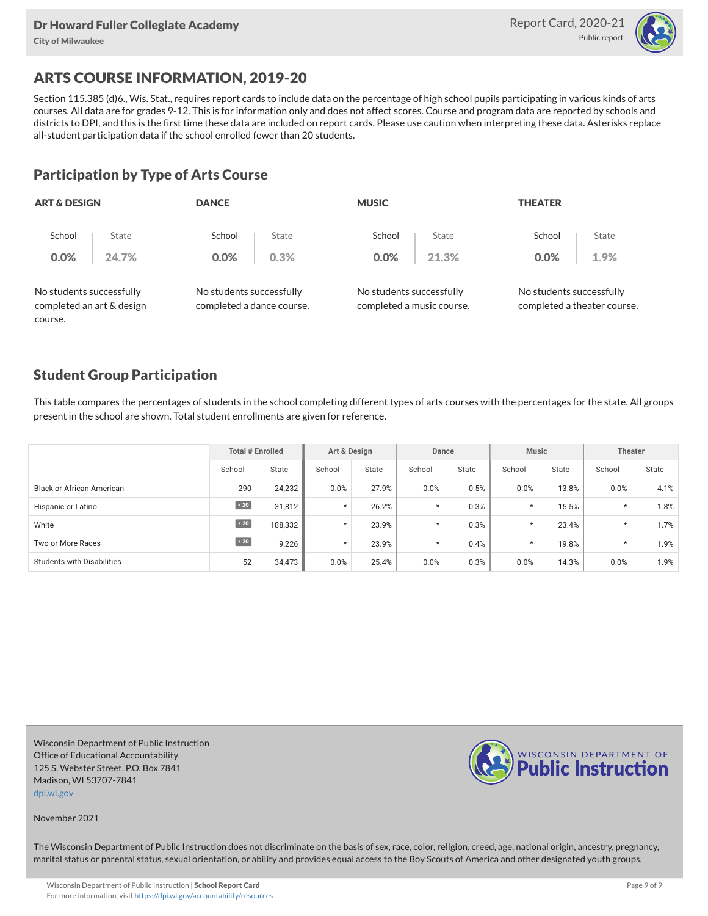# ARTS COURSE INFORMATION, 2019-20

Section 115.385 (d)6., Wis. Stat., requires report cards to include data on the percentage of high school pupils participating in various kinds of arts courses. All data are for grades 9-12. This is for information only and does not affect scores. Course and program data are reported by schools and districts to DPI, and this is the first time these data are included on report cards. Please use caution when interpreting these data. Asterisks replace all-student participation data if the school enrolled fewer than 20 students.

## Participation by Type of Arts Course

**ART & DESIGN**

School 0.0% | State 24.7%

No students successfully completed an art & design course.

**DANCE**

School 0.0% | State 0.3%

No students successfully completed a dance course.

**MUSIC**

School 0.0% | State 21.3%

No students successfully completed a music course.

**THEATER**

School 0.0% | State 1.9%

No students successfully completed a theater course.

## Student Group Participation

This table compares the percentages of students in the school completing different types of arts courses with the percentages for the state. All groups present in the school are shown. Total student enrollments are given for reference.

| | Total # Enrolled | | Art & Design | | Dance | | Music | | Theater | |
|---|---|---|---|---|---|---|---|---|---|---|
| | School | State | School | State | School | State | School | State | School | State |
| Black or African American | 290 | 24,232 | 0.0% | 27.9% | 0.0% | 0.5% | 0.0% | 13.8% | 0.0% | 4.1% |
| Hispanic or Latino | < 20 | 31,812 | * | 26.2% | * | 0.3% | * | 15.5% | * | 1.8% |
| White | < 20 | 188,332 | * | 23.9% | * | 0.3% | * | 23.4% | * | 1.7% |
| Two or More Races | < 20 | 9,226 | * | 23.9% | * | 0.4% | * | 19.8% | * | 1.9% |
| Students with Disabilities | 52 | 34,473 | 0.0% | 25.4% | 0.0% | 0.3% | 0.0% | 14.3% | 0.0% | 1.9% |

Wisconsin Department of Public Instruction
Office of Educational Accountability
125 S. Webster Street, P.O. Box 7841
Madison, WI 53707-7841
dpi.wi.gov

November 2021

The Wisconsin Department of Public Instruction does not discriminate on the basis of sex, race, color, religion, creed, age, national origin, ancestry, pregnancy, marital status or parental status, sexual orientation, or ability and provides equal access to the Boy Scouts of America and other designated youth groups.